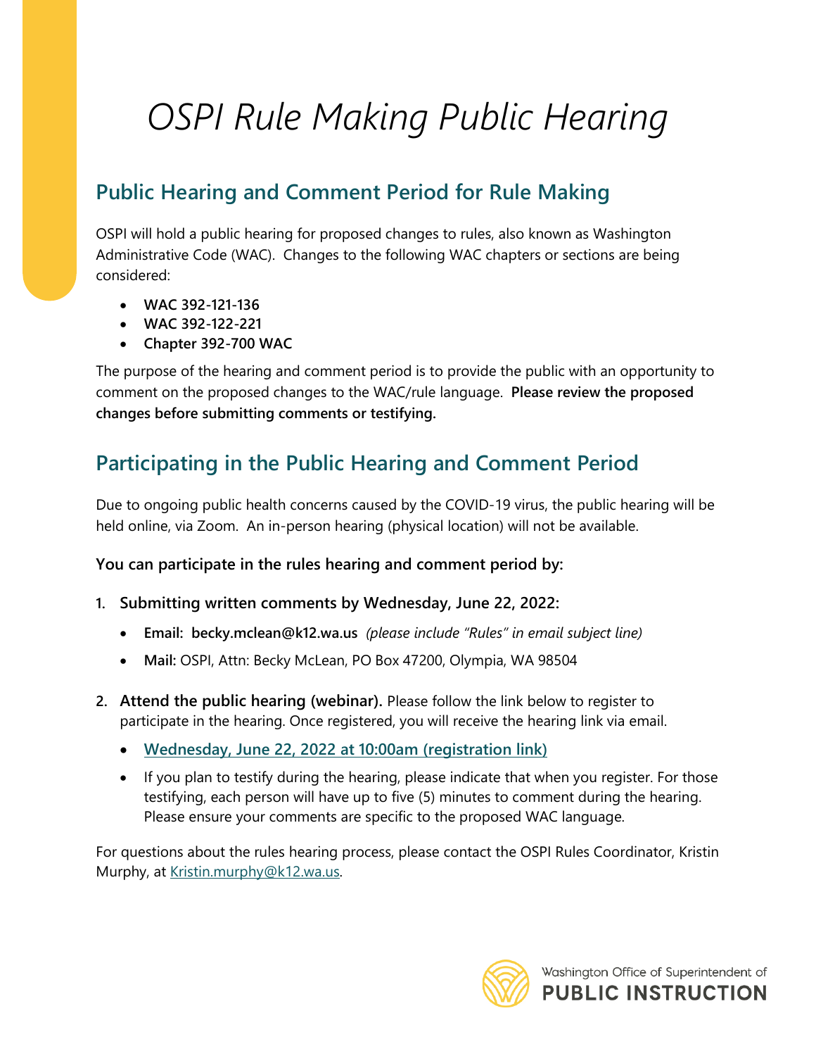# *OSPI Rule Making Public Hearing*

## Public Hearing and Comment Period for Rule Making

OSPI will hold a public hearing for proposed changes to rules, also known as Washington Administrative Code (WAC). Changes to the following WAC chapters or sections are being considered:

- **WAC 392-121-136**
- **WAC 392-122-221**
- **Chapter 392-700 WAC**

The purpose of the hearing and comment period is to provide the public with an opportunity to comment on the proposed changes to the WAC/rule language. **Please review the proposed changes before submitting comments or testifying.**

## Participating in the Public Hearing and Comment Period

Due to ongoing public health concerns caused by the COVID-19 virus, the public hearing will be held online, via Zoom. An in-person hearing (physical location) will not be available.

**You can participate in the rules hearing and comment period by:**

1. **Submitting written comments by Wednesday, June 22, 2022:**
   - **Email: becky.mclean@k12.wa.us** *(please include "Rules" in email subject line)*
   - **Mail:** OSPI, Attn: Becky McLean, PO Box 47200, Olympia, WA 98504

2. **Attend the public hearing (webinar).** Please follow the link below to register to participate in the hearing. Once registered, you will receive the hearing link via email.
   - **Wednesday, June 22, 2022 at 10:00am (registration link)**
   - If you plan to testify during the hearing, please indicate that when you register. For those testifying, each person will have up to five (5) minutes to comment during the hearing. Please ensure your comments are specific to the proposed WAC language.

For questions about the rules hearing process, please contact the OSPI Rules Coordinator, Kristin Murphy, at Kristin.murphy@k12.wa.us.

Washington Office of Superintendent of **PUBLIC INSTRUCTION**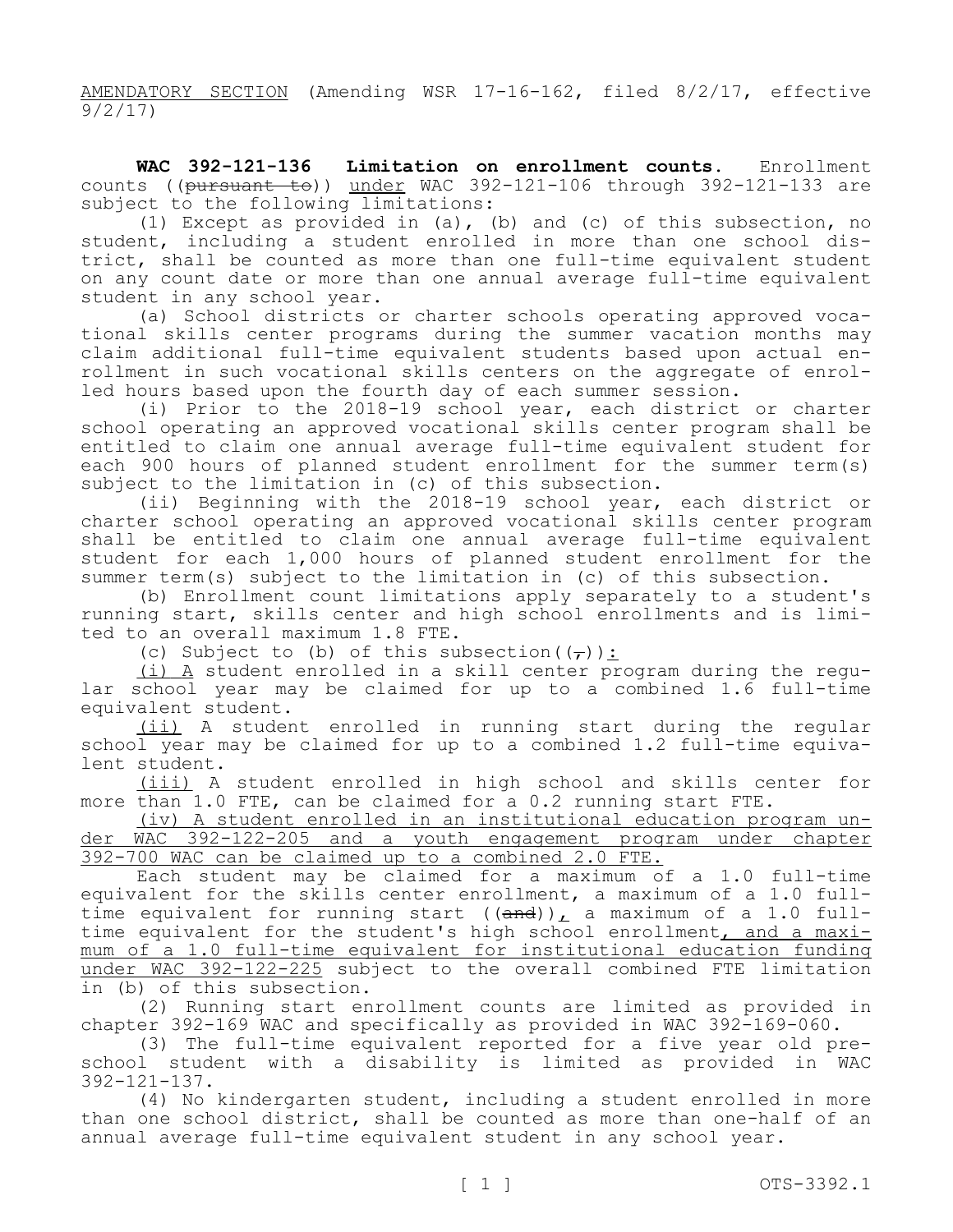AMENDATORY SECTION (Amending WSR 17-16-162, filed 8/2/17, effective 9/2/17)

**WAC 392-121-136 Limitation on enrollment counts.** Enrollment counts ((~~pursuant to~~)) under WAC 392-121-106 through 392-121-133 are subject to the following limitations:

(1) Except as provided in (a), (b) and (c) of this subsection, no student, including a student enrolled in more than one school district, shall be counted as more than one full-time equivalent student on any count date or more than one annual average full-time equivalent student in any school year.

(a) School districts or charter schools operating approved vocational skills center programs during the summer vacation months may claim additional full-time equivalent students based upon actual enrollment in such vocational skills centers on the aggregate of enrolled hours based upon the fourth day of each summer session.

(i) Prior to the 2018-19 school year, each district or charter school operating an approved vocational skills center program shall be entitled to claim one annual average full-time equivalent student for each 900 hours of planned student enrollment for the summer term(s) subject to the limitation in (c) of this subsection.

(ii) Beginning with the 2018-19 school year, each district or charter school operating an approved vocational skills center program shall be entitled to claim one annual average full-time equivalent student for each 1,000 hours of planned student enrollment for the summer term(s) subject to the limitation in (c) of this subsection.

(b) Enrollment count limitations apply separately to a student's running start, skills center and high school enrollments and is limited to an overall maximum 1.8 FTE.

(c) Subject to (b) of this subsection((~~,~~)):

(i) A student enrolled in a skill center program during the regular school year may be claimed for up to a combined 1.6 full-time equivalent student.

(ii) A student enrolled in running start during the regular school year may be claimed for up to a combined 1.2 full-time equivalent student.

(iii) A student enrolled in high school and skills center for more than 1.0 FTE, can be claimed for a 0.2 running start FTE.

(iv) A student enrolled in an institutional education program under WAC 392-122-205 and a youth engagement program under chapter 392-700 WAC can be claimed up to a combined 2.0 FTE.

Each student may be claimed for a maximum of a 1.0 full-time equivalent for the skills center enrollment, a maximum of a 1.0 full-time equivalent for running start ((~~and~~)), a maximum of a 1.0 full-time equivalent for the student's high school enrollment, and a maximum of a 1.0 full-time equivalent for institutional education funding under WAC 392-122-225 subject to the overall combined FTE limitation in (b) of this subsection.

(2) Running start enrollment counts are limited as provided in chapter 392-169 WAC and specifically as provided in WAC 392-169-060.

(3) The full-time equivalent reported for a five year old preschool student with a disability is limited as provided in WAC 392-121-137.

(4) No kindergarten student, including a student enrolled in more than one school district, shall be counted as more than one-half of an annual average full-time equivalent student in any school year.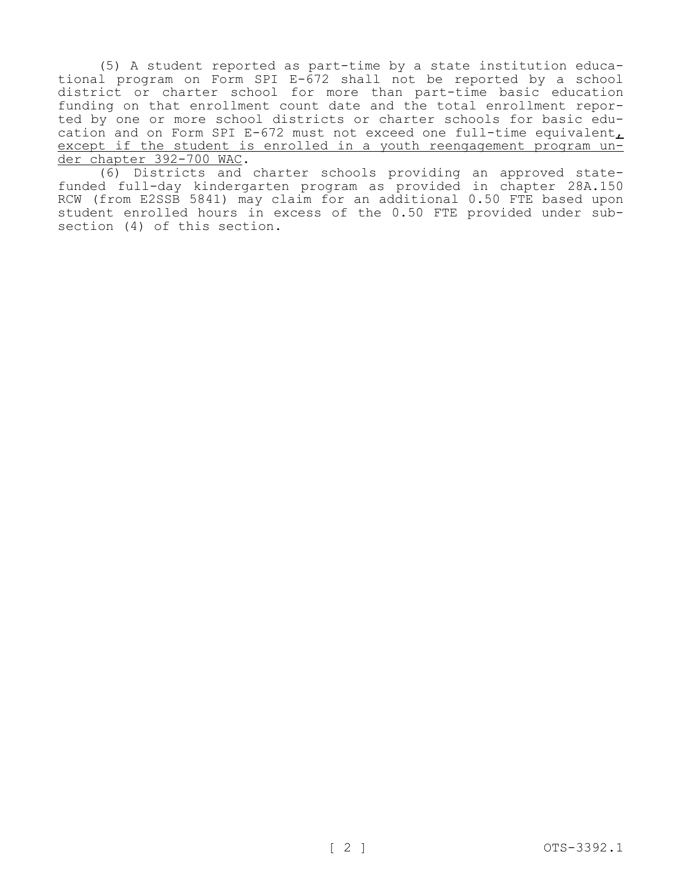(5) A student reported as part-time by a state institution educational program on Form SPI E-672 shall not be reported by a school district or charter school for more than part-time basic education funding on that enrollment count date and the total enrollment reported by one or more school districts or charter schools for basic education and on Form SPI E-672 must not exceed one full-time equivalent, except if the student is enrolled in a youth reengagement program under chapter 392-700 WAC.

(6) Districts and charter schools providing an approved state-funded full-day kindergarten program as provided in chapter 28A.150 RCW (from E2SSB 5841) may claim for an additional 0.50 FTE based upon student enrolled hours in excess of the 0.50 FTE provided under subsection (4) of this section.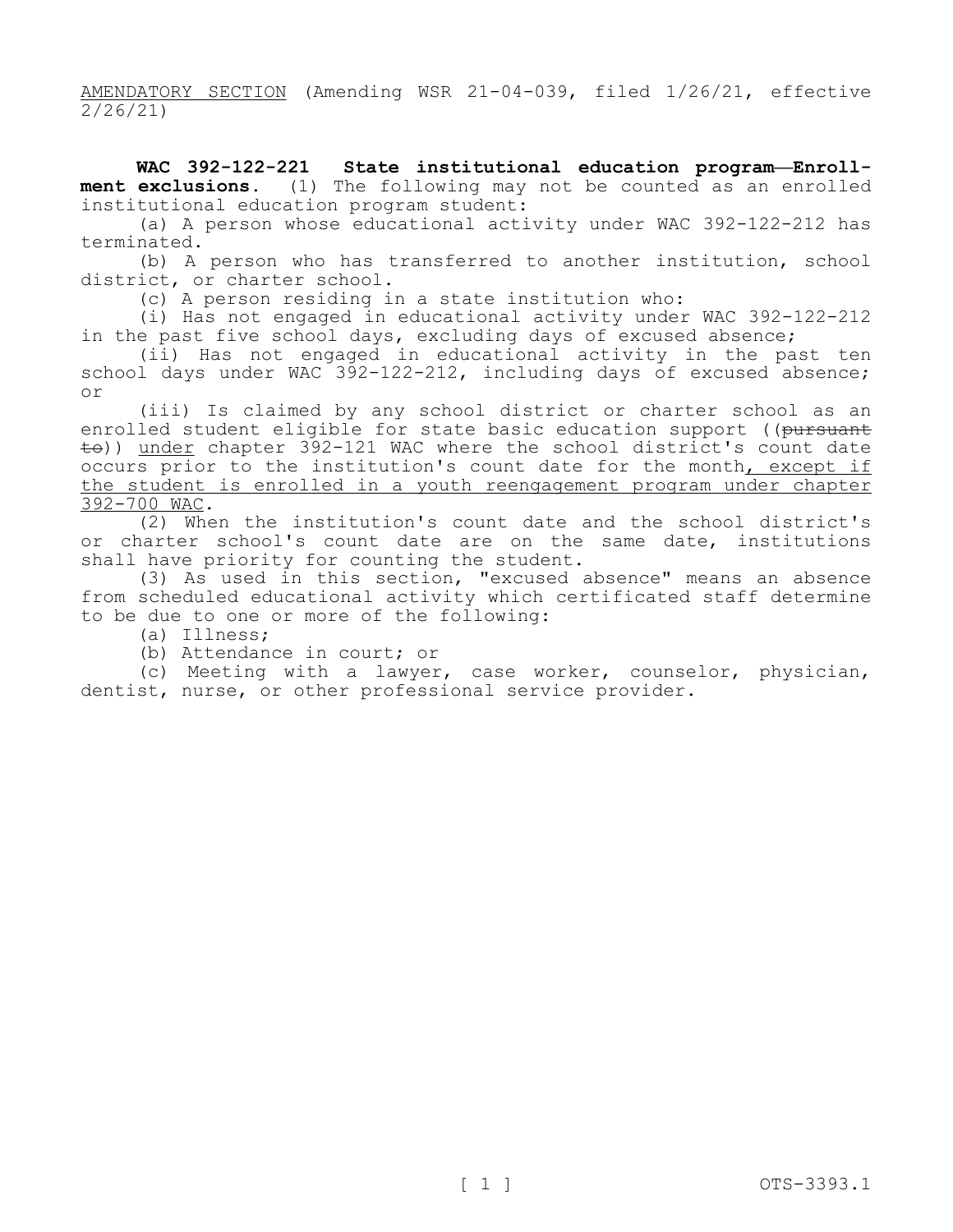AMENDATORY SECTION (Amending WSR 21-04-039, filed 1/26/21, effective 2/26/21)

**WAC 392-122-221 State institutional education program—Enrollment exclusions.** (1) The following may not be counted as an enrolled institutional education program student:

(a) A person whose educational activity under WAC 392-122-212 has terminated.

(b) A person who has transferred to another institution, school district, or charter school.

(c) A person residing in a state institution who:

(i) Has not engaged in educational activity under WAC 392-122-212 in the past five school days, excluding days of excused absence;

(ii) Has not engaged in educational activity in the past ten school days under WAC 392-122-212, including days of excused absence; or

(iii) Is claimed by any school district or charter school as an enrolled student eligible for state basic education support ((~~pursuant to~~)) <u>under</u> chapter 392-121 WAC where the school district's count date occurs prior to the institution's count date for the month<u>, except if the student is enrolled in a youth reengagement program under chapter 392-700 WAC</u>.

(2) When the institution's count date and the school district's or charter school's count date are on the same date, institutions shall have priority for counting the student.

(3) As used in this section, "excused absence" means an absence from scheduled educational activity which certificated staff determine to be due to one or more of the following:

(a) Illness;

(b) Attendance in court; or

(c) Meeting with a lawyer, case worker, counselor, physician, dentist, nurse, or other professional service provider.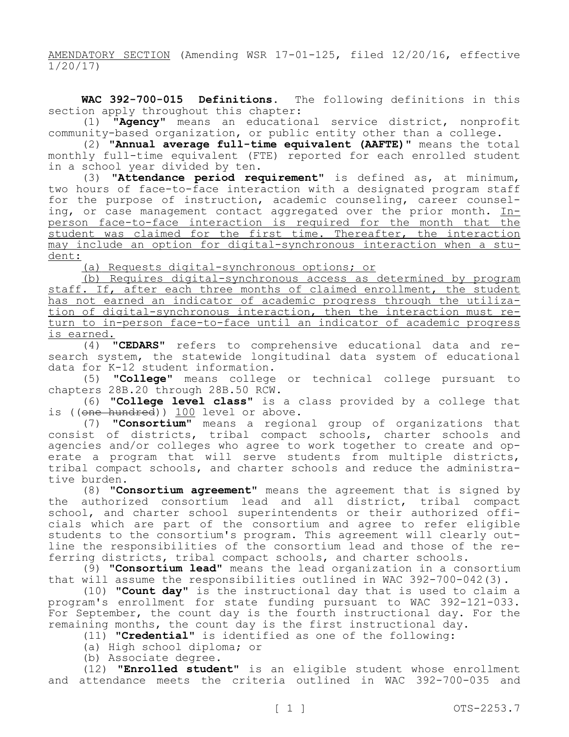AMENDATORY SECTION (Amending WSR 17-01-125, filed 12/20/16, effective 1/20/17)

**WAC 392-700-015 Definitions.** The following definitions in this section apply throughout this chapter:

(1) **"Agency"** means an educational service district, nonprofit community-based organization, or public entity other than a college.

(2) **"Annual average full-time equivalent (AAFTE)"** means the total monthly full-time equivalent (FTE) reported for each enrolled student in a school year divided by ten.

(3) **"Attendance period requirement"** is defined as, at minimum, two hours of face-to-face interaction with a designated program staff for the purpose of instruction, academic counseling, career counseling, or case management contact aggregated over the prior month. In-person face-to-face interaction is required for the month that the student was claimed for the first time. Thereafter, the interaction may include an option for digital-synchronous interaction when a student:

(a) Requests digital-synchronous options; or

(b) Requires digital-synchronous access as determined by program staff. If, after each three months of claimed enrollment, the student has not earned an indicator of academic progress through the utilization of digital-synchronous interaction, then the interaction must return to in-person face-to-face until an indicator of academic progress is earned.

(4) **"CEDARS"** refers to comprehensive educational data and research system, the statewide longitudinal data system of educational data for K-12 student information.

(5) **"College"** means college or technical college pursuant to chapters 28B.20 through 28B.50 RCW.

(6) **"College level class"** is a class provided by a college that is ((~~one hundred~~)) 100 level or above.

(7) **"Consortium"** means a regional group of organizations that consist of districts, tribal compact schools, charter schools and agencies and/or colleges who agree to work together to create and operate a program that will serve students from multiple districts, tribal compact schools, and charter schools and reduce the administrative burden.

(8) **"Consortium agreement"** means the agreement that is signed by the authorized consortium lead and all district, tribal compact school, and charter school superintendents or their authorized officials which are part of the consortium and agree to refer eligible students to the consortium's program. This agreement will clearly outline the responsibilities of the consortium lead and those of the referring districts, tribal compact schools, and charter schools.

(9) **"Consortium lead"** means the lead organization in a consortium that will assume the responsibilities outlined in WAC 392-700-042(3).

(10) **"Count day"** is the instructional day that is used to claim a program's enrollment for state funding pursuant to WAC 392-121-033. For September, the count day is the fourth instructional day. For the remaining months, the count day is the first instructional day.

(11) **"Credential"** is identified as one of the following:

(a) High school diploma; or

(b) Associate degree.

(12) **"Enrolled student"** is an eligible student whose enrollment and attendance meets the criteria outlined in WAC 392-700-035 and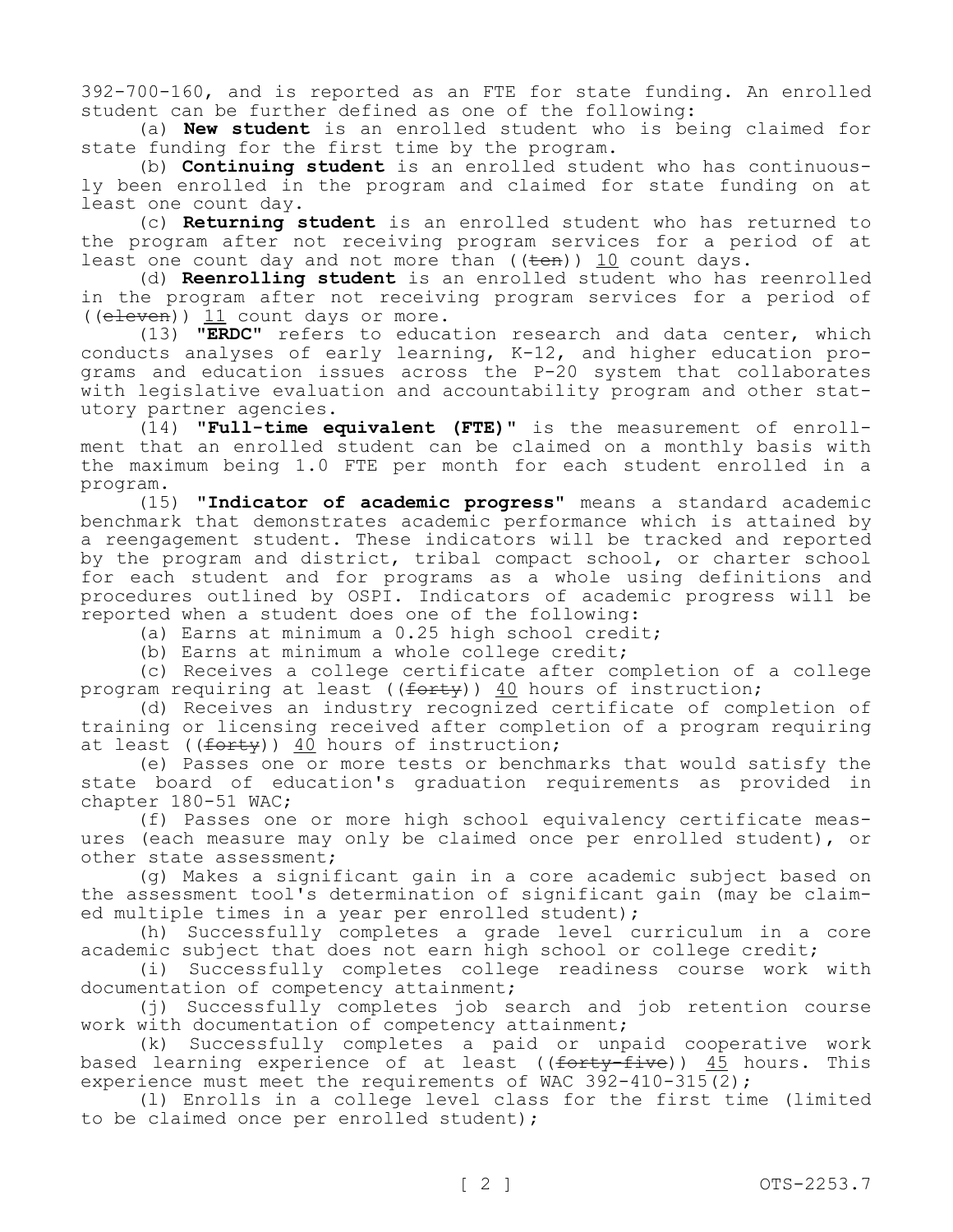392-700-160, and is reported as an FTE for state funding. An enrolled student can be further defined as one of the following:

(a) **New student** is an enrolled student who is being claimed for state funding for the first time by the program.

(b) **Continuing student** is an enrolled student who has continuously been enrolled in the program and claimed for state funding on at least one count day.

(c) **Returning student** is an enrolled student who has returned to the program after not receiving program services for a period of at least one count day and not more than ((~~ten~~)) 10 count days.

(d) **Reenrolling student** is an enrolled student who has reenrolled in the program after not receiving program services for a period of ((~~eleven~~)) 11 count days or more.

(13) **"ERDC"** refers to education research and data center, which conducts analyses of early learning, K-12, and higher education programs and education issues across the P-20 system that collaborates with legislative evaluation and accountability program and other statutory partner agencies.

(14) **"Full-time equivalent (FTE)"** is the measurement of enrollment that an enrolled student can be claimed on a monthly basis with the maximum being 1.0 FTE per month for each student enrolled in a program.

(15) **"Indicator of academic progress"** means a standard academic benchmark that demonstrates academic performance which is attained by a reengagement student. These indicators will be tracked and reported by the program and district, tribal compact school, or charter school for each student and for programs as a whole using definitions and procedures outlined by OSPI. Indicators of academic progress will be reported when a student does one of the following:

(a) Earns at minimum a 0.25 high school credit;

(b) Earns at minimum a whole college credit;

(c) Receives a college certificate after completion of a college program requiring at least ((~~forty~~)) 40 hours of instruction;

(d) Receives an industry recognized certificate of completion of training or licensing received after completion of a program requiring at least ((~~forty~~)) 40 hours of instruction;

(e) Passes one or more tests or benchmarks that would satisfy the state board of education's graduation requirements as provided in chapter 180-51 WAC;

(f) Passes one or more high school equivalency certificate measures (each measure may only be claimed once per enrolled student), or other state assessment;

(g) Makes a significant gain in a core academic subject based on the assessment tool's determination of significant gain (may be claimed multiple times in a year per enrolled student);

(h) Successfully completes a grade level curriculum in a core academic subject that does not earn high school or college credit;

(i) Successfully completes college readiness course work with documentation of competency attainment;

(j) Successfully completes job search and job retention course work with documentation of competency attainment;

(k) Successfully completes a paid or unpaid cooperative work based learning experience of at least ((~~forty-five~~)) 45 hours. This experience must meet the requirements of WAC 392-410-315(2);

(l) Enrolls in a college level class for the first time (limited to be claimed once per enrolled student);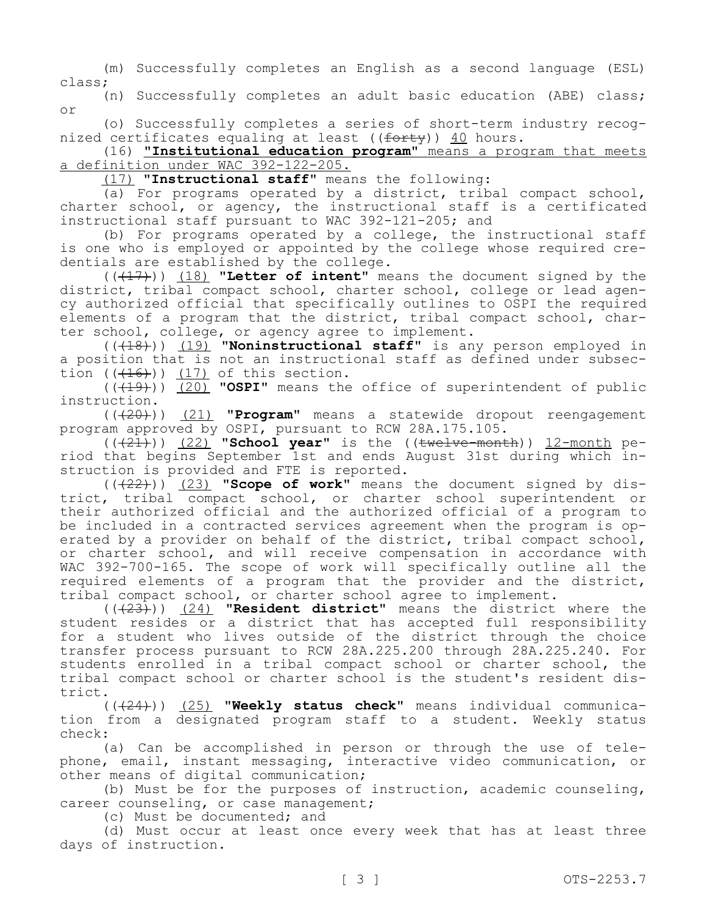(m) Successfully completes an English as a second language (ESL) class;

(n) Successfully completes an adult basic education (ABE) class; or

(o) Successfully completes a series of short-term industry recognized certificates equaling at least ((~~forty~~)) 40 hours.

(16) **"Institutional education program"** means a program that meets a definition under WAC 392-122-205.

(17) **"Instructional staff"** means the following:

(a) For programs operated by a district, tribal compact school, charter school, or agency, the instructional staff is a certificated instructional staff pursuant to WAC 392-121-205; and

(b) For programs operated by a college, the instructional staff is one who is employed or appointed by the college whose required credentials are established by the college.

((~~(17)~~)) (18) **"Letter of intent"** means the document signed by the district, tribal compact school, charter school, college or lead agency authorized official that specifically outlines to OSPI the required elements of a program that the district, tribal compact school, charter school, college, or agency agree to implement.

((~~(18)~~)) (19) **"Noninstructional staff"** is any person employed in a position that is not an instructional staff as defined under subsection ((~~(16)~~)) (17) of this section.

((~~(19)~~)) (20) **"OSPI"** means the office of superintendent of public instruction.

((~~(20)~~)) (21) **"Program"** means a statewide dropout reengagement program approved by OSPI, pursuant to RCW 28A.175.105.

((~~(21)~~)) (22) **"School year"** is the ((~~twelve-month~~)) 12-month period that begins September 1st and ends August 31st during which instruction is provided and FTE is reported.

((~~(22)~~)) (23) **"Scope of work"** means the document signed by district, tribal compact school, or charter school superintendent or their authorized official and the authorized official of a program to be included in a contracted services agreement when the program is operated by a provider on behalf of the district, tribal compact school, or charter school, and will receive compensation in accordance with WAC 392-700-165. The scope of work will specifically outline all the required elements of a program that the provider and the district, tribal compact school, or charter school agree to implement.

((~~(23)~~)) (24) **"Resident district"** means the district where the student resides or a district that has accepted full responsibility for a student who lives outside of the district through the choice transfer process pursuant to RCW 28A.225.200 through 28A.225.240. For students enrolled in a tribal compact school or charter school, the tribal compact school or charter school is the student's resident district.

((~~(24)~~)) (25) **"Weekly status check"** means individual communication from a designated program staff to a student. Weekly status check:

(a) Can be accomplished in person or through the use of telephone, email, instant messaging, interactive video communication, or other means of digital communication;

(b) Must be for the purposes of instruction, academic counseling, career counseling, or case management;

(c) Must be documented; and

(d) Must occur at least once every week that has at least three days of instruction.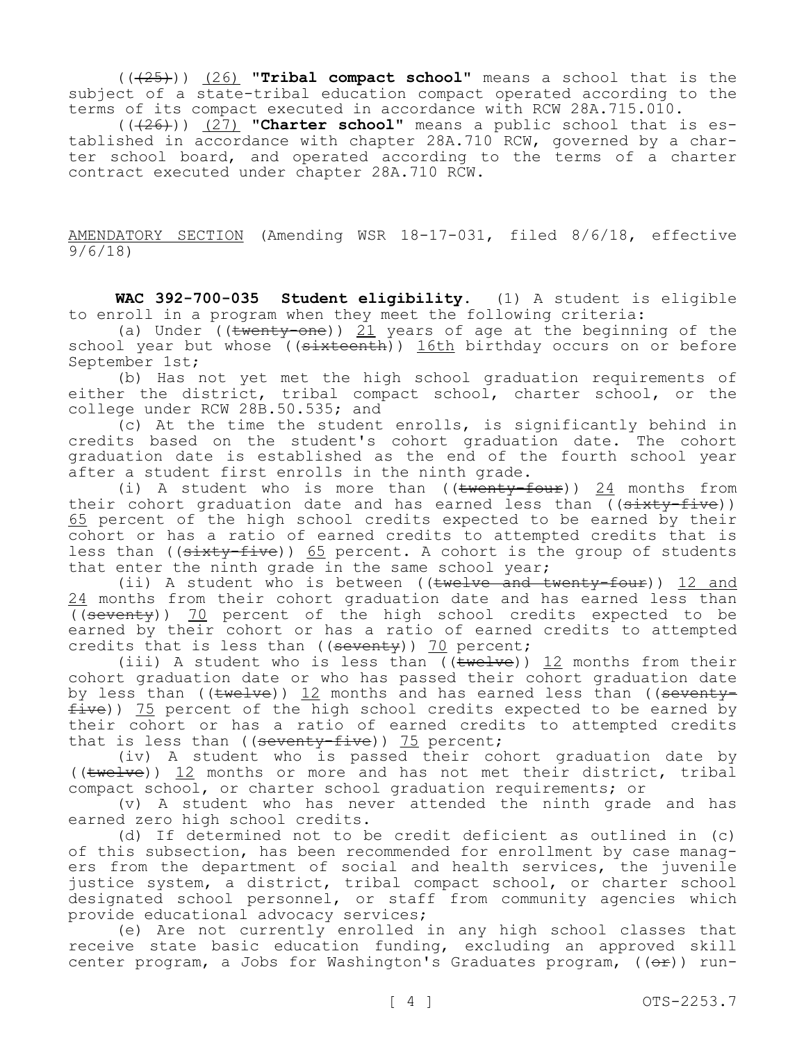((~~(25)~~)) <u>(26)</u> **"Tribal compact school"** means a school that is the subject of a state-tribal education compact operated according to the terms of its compact executed in accordance with RCW 28A.715.010.

((~~(26)~~)) <u>(27)</u> **"Charter school"** means a public school that is established in accordance with chapter 28A.710 RCW, governed by a charter school board, and operated according to the terms of a charter contract executed under chapter 28A.710 RCW.

<u>AMENDATORY SECTION</u> (Amending WSR 18-17-031, filed 8/6/18, effective 9/6/18)

**WAC 392-700-035 Student eligibility.** (1) A student is eligible to enroll in a program when they meet the following criteria:

(a) Under ((~~twenty-one~~)) <u>21</u> years of age at the beginning of the school year but whose ((~~sixteenth~~)) <u>16th</u> birthday occurs on or before September 1st;

(b) Has not yet met the high school graduation requirements of either the district, tribal compact school, charter school, or the college under RCW 28B.50.535; and

(c) At the time the student enrolls, is significantly behind in credits based on the student's cohort graduation date. The cohort graduation date is established as the end of the fourth school year after a student first enrolls in the ninth grade.

(i) A student who is more than ((~~twenty-four~~)) <u>24</u> months from their cohort graduation date and has earned less than ((~~sixty-five~~)) <u>65</u> percent of the high school credits expected to be earned by their cohort or has a ratio of earned credits to attempted credits that is less than ((~~sixty-five~~)) <u>65</u> percent. A cohort is the group of students that enter the ninth grade in the same school year;

(ii) A student who is between ((~~twelve and twenty-four~~)) <u>12 and 24</u> months from their cohort graduation date and has earned less than ((~~seventy~~)) <u>70</u> percent of the high school credits expected to be earned by their cohort or has a ratio of earned credits to attempted credits that is less than ((~~seventy~~)) <u>70</u> percent;

(iii) A student who is less than ((~~twelve~~)) <u>12</u> months from their cohort graduation date or who has passed their cohort graduation date by less than ((~~twelve~~)) <u>12</u> months and has earned less than ((~~seventy-five~~)) <u>75</u> percent of the high school credits expected to be earned by their cohort or has a ratio of earned credits to attempted credits that is less than ((~~seventy-five~~)) <u>75</u> percent;

(iv) A student who is passed their cohort graduation date by ((~~twelve~~)) <u>12</u> months or more and has not met their district, tribal compact school, or charter school graduation requirements; or

(v) A student who has never attended the ninth grade and has earned zero high school credits.

(d) If determined not to be credit deficient as outlined in (c) of this subsection, has been recommended for enrollment by case managers from the department of social and health services, the juvenile justice system, a district, tribal compact school, or charter school designated school personnel, or staff from community agencies which provide educational advocacy services;

(e) Are not currently enrolled in any high school classes that receive state basic education funding, excluding an approved skill center program, a Jobs for Washington's Graduates program, ((~~or~~)) run-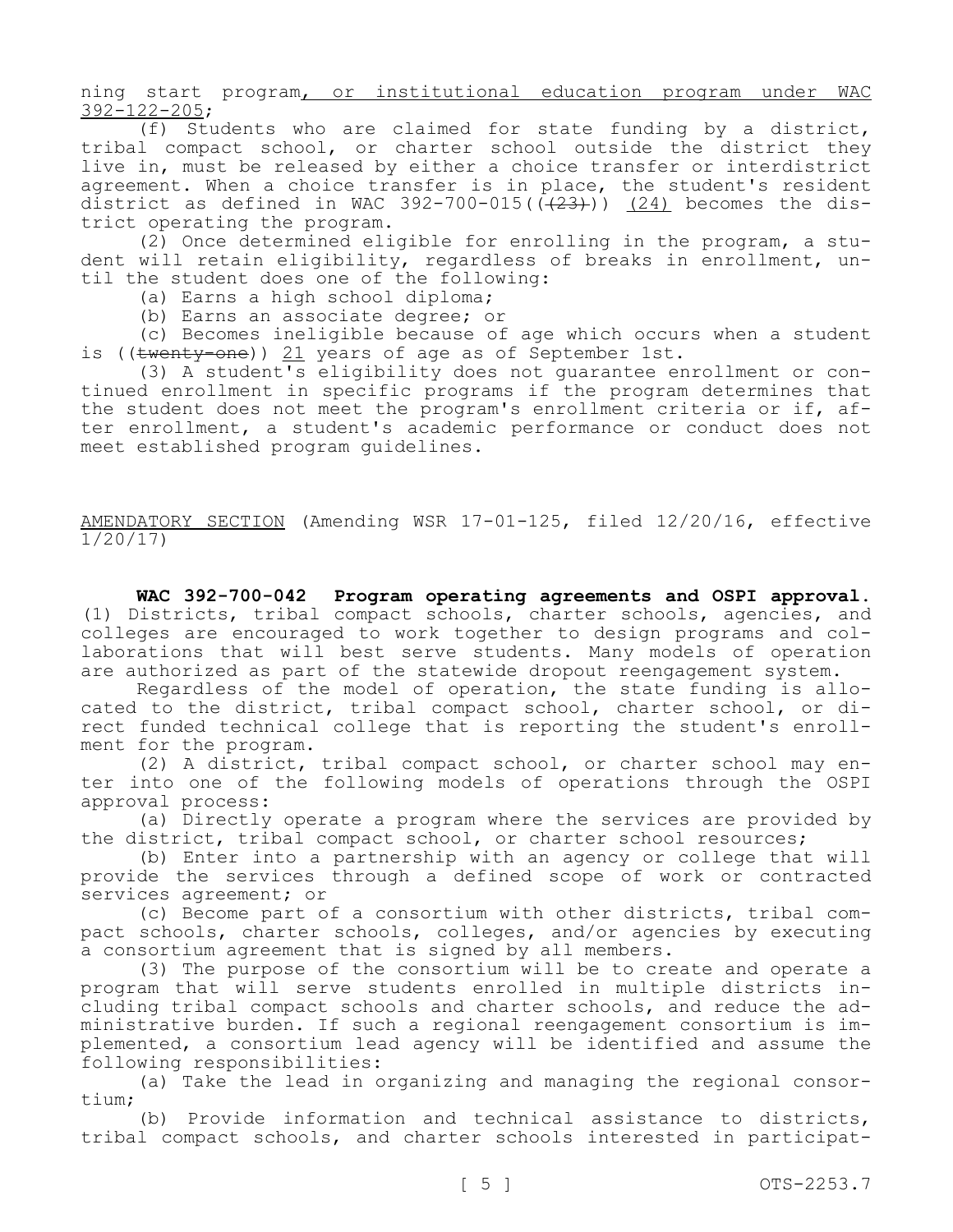ning start program, or institutional education program under WAC 392-122-205;

(f) Students who are claimed for state funding by a district, tribal compact school, or charter school outside the district they live in, must be released by either a choice transfer or interdistrict agreement. When a choice transfer is in place, the student's resident district as defined in WAC 392-700-015((~~(23)~~)) (24) becomes the district operating the program.

(2) Once determined eligible for enrolling in the program, a student will retain eligibility, regardless of breaks in enrollment, until the student does one of the following:

(a) Earns a high school diploma;

(b) Earns an associate degree; or

(c) Becomes ineligible because of age which occurs when a student is ((~~twenty-one~~)) 21 years of age as of September 1st.

(3) A student's eligibility does not guarantee enrollment or continued enrollment in specific programs if the program determines that the student does not meet the program's enrollment criteria or if, after enrollment, a student's academic performance or conduct does not meet established program guidelines.

AMENDATORY SECTION (Amending WSR 17-01-125, filed 12/20/16, effective 1/20/17)

**WAC 392-700-042 Program operating agreements and OSPI approval.** (1) Districts, tribal compact schools, charter schools, agencies, and colleges are encouraged to work together to design programs and collaborations that will best serve students. Many models of operation are authorized as part of the statewide dropout reengagement system.

Regardless of the model of operation, the state funding is allocated to the district, tribal compact school, charter school, or direct funded technical college that is reporting the student's enrollment for the program.

(2) A district, tribal compact school, or charter school may enter into one of the following models of operations through the OSPI approval process:

(a) Directly operate a program where the services are provided by the district, tribal compact school, or charter school resources;

(b) Enter into a partnership with an agency or college that will provide the services through a defined scope of work or contracted services agreement; or

(c) Become part of a consortium with other districts, tribal compact schools, charter schools, colleges, and/or agencies by executing a consortium agreement that is signed by all members.

(3) The purpose of the consortium will be to create and operate a program that will serve students enrolled in multiple districts including tribal compact schools and charter schools, and reduce the administrative burden. If such a regional reengagement consortium is implemented, a consortium lead agency will be identified and assume the following responsibilities:

(a) Take the lead in organizing and managing the regional consortium;

(b) Provide information and technical assistance to districts, tribal compact schools, and charter schools interested in participat-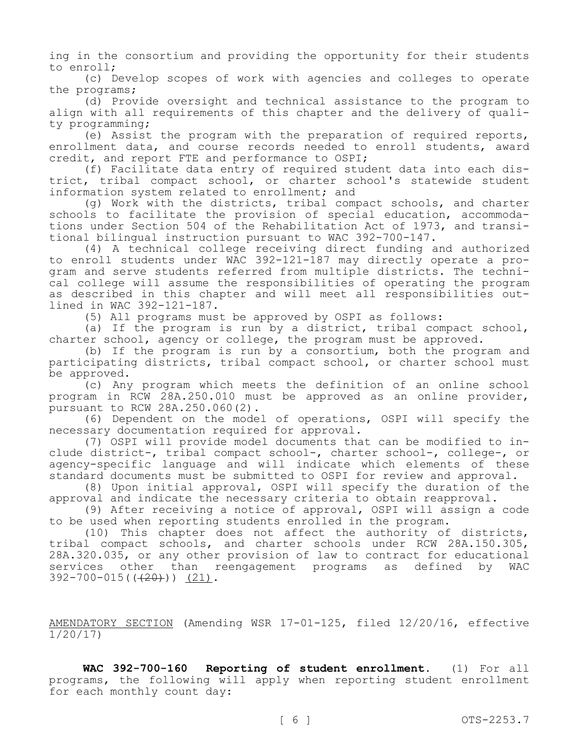ing in the consortium and providing the opportunity for their students to enroll;

(c) Develop scopes of work with agencies and colleges to operate the programs;

(d) Provide oversight and technical assistance to the program to align with all requirements of this chapter and the delivery of quality programming;

(e) Assist the program with the preparation of required reports, enrollment data, and course records needed to enroll students, award credit, and report FTE and performance to OSPI;

(f) Facilitate data entry of required student data into each district, tribal compact school, or charter school's statewide student information system related to enrollment; and

(g) Work with the districts, tribal compact schools, and charter schools to facilitate the provision of special education, accommodations under Section 504 of the Rehabilitation Act of 1973, and transitional bilingual instruction pursuant to WAC 392-700-147.

(4) A technical college receiving direct funding and authorized to enroll students under WAC 392-121-187 may directly operate a program and serve students referred from multiple districts. The technical college will assume the responsibilities of operating the program as described in this chapter and will meet all responsibilities outlined in WAC 392-121-187.

(5) All programs must be approved by OSPI as follows:

(a) If the program is run by a district, tribal compact school, charter school, agency or college, the program must be approved.

(b) If the program is run by a consortium, both the program and participating districts, tribal compact school, or charter school must be approved.

(c) Any program which meets the definition of an online school program in RCW 28A.250.010 must be approved as an online provider, pursuant to RCW 28A.250.060(2).

(6) Dependent on the model of operations, OSPI will specify the necessary documentation required for approval.

(7) OSPI will provide model documents that can be modified to include district-, tribal compact school-, charter school-, college-, or agency-specific language and will indicate which elements of these standard documents must be submitted to OSPI for review and approval.

(8) Upon initial approval, OSPI will specify the duration of the approval and indicate the necessary criteria to obtain reapproval.

(9) After receiving a notice of approval, OSPI will assign a code to be used when reporting students enrolled in the program.

(10) This chapter does not affect the authority of districts, tribal compact schools, and charter schools under RCW 28A.150.305, 28A.320.035, or any other provision of law to contract for educational services other than reengagement programs as defined by WAC 392-700-015((~~(20)~~)) (21).

AMENDATORY SECTION (Amending WSR 17-01-125, filed 12/20/16, effective 1/20/17)

**WAC 392-700-160 Reporting of student enrollment.** (1) For all programs, the following will apply when reporting student enrollment for each monthly count day: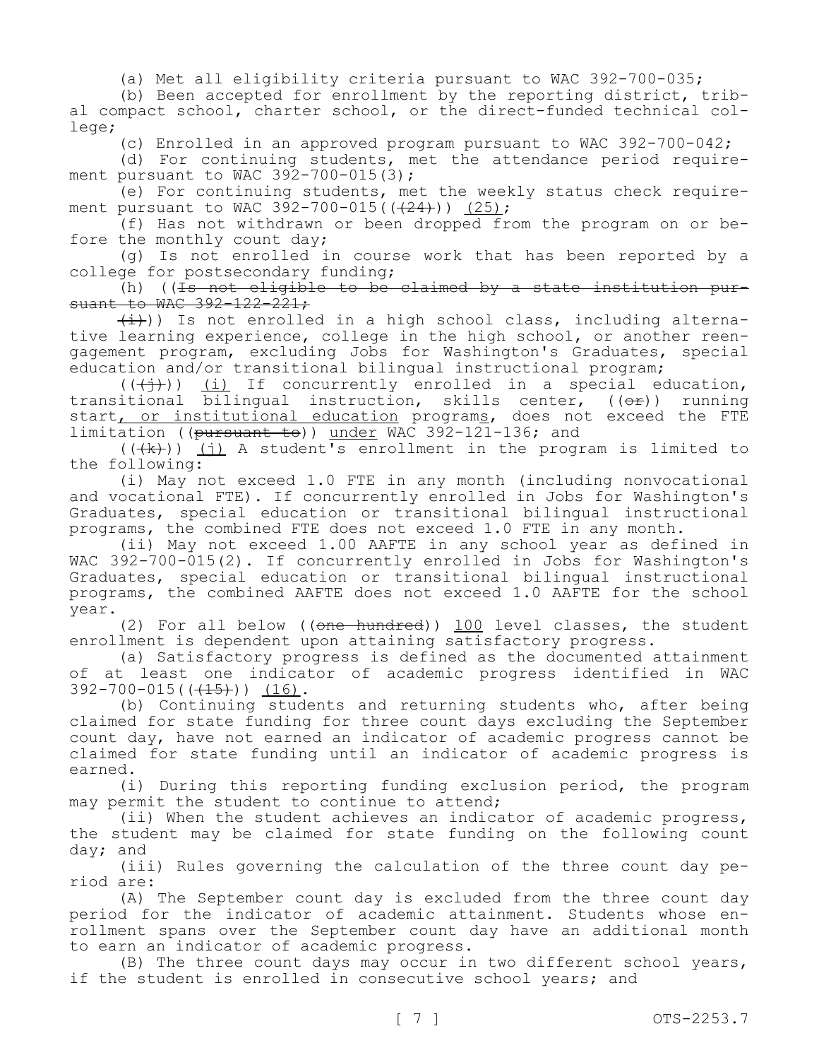(a) Met all eligibility criteria pursuant to WAC 392-700-035;

(b) Been accepted for enrollment by the reporting district, tribal compact school, charter school, or the direct-funded technical college;

(c) Enrolled in an approved program pursuant to WAC 392-700-042;

(d) For continuing students, met the attendance period requirement pursuant to WAC 392-700-015(3);

(e) For continuing students, met the weekly status check requirement pursuant to WAC 392-700-015((~~(24)~~)) (25);

(f) Has not withdrawn or been dropped from the program on or before the monthly count day;

(g) Is not enrolled in course work that has been reported by a college for postsecondary funding;

(h) ((~~Is not eligible to be claimed by a state institution pursuant to WAC 392-122-221;~~

~~(i)~~)) Is not enrolled in a high school class, including alternative learning experience, college in the high school, or another reengagement program, excluding Jobs for Washington's Graduates, special education and/or transitional bilingual instructional program;

((~~(j)~~)) (i) If concurrently enrolled in a special education, transitional bilingual instruction, skills center, ((~~or~~)) running start, or institutional education programs, does not exceed the FTE limitation ((~~pursuant to~~)) under WAC 392-121-136; and

((~~(k)~~)) (j) A student's enrollment in the program is limited to the following:

(i) May not exceed 1.0 FTE in any month (including nonvocational and vocational FTE). If concurrently enrolled in Jobs for Washington's Graduates, special education or transitional bilingual instructional programs, the combined FTE does not exceed 1.0 FTE in any month.

(ii) May not exceed 1.00 AAFTE in any school year as defined in WAC 392-700-015(2). If concurrently enrolled in Jobs for Washington's Graduates, special education or transitional bilingual instructional programs, the combined AAFTE does not exceed 1.0 AAFTE for the school year.

(2) For all below ((~~one hundred~~)) 100 level classes, the student enrollment is dependent upon attaining satisfactory progress.

(a) Satisfactory progress is defined as the documented attainment of at least one indicator of academic progress identified in WAC 392-700-015((~~(15)~~)) (16).

(b) Continuing students and returning students who, after being claimed for state funding for three count days excluding the September count day, have not earned an indicator of academic progress cannot be claimed for state funding until an indicator of academic progress is earned.

(i) During this reporting funding exclusion period, the program may permit the student to continue to attend;

(ii) When the student achieves an indicator of academic progress, the student may be claimed for state funding on the following count day; and

(iii) Rules governing the calculation of the three count day period are:

(A) The September count day is excluded from the three count day period for the indicator of academic attainment. Students whose enrollment spans over the September count day have an additional month to earn an indicator of academic progress.

(B) The three count days may occur in two different school years, if the student is enrolled in consecutive school years; and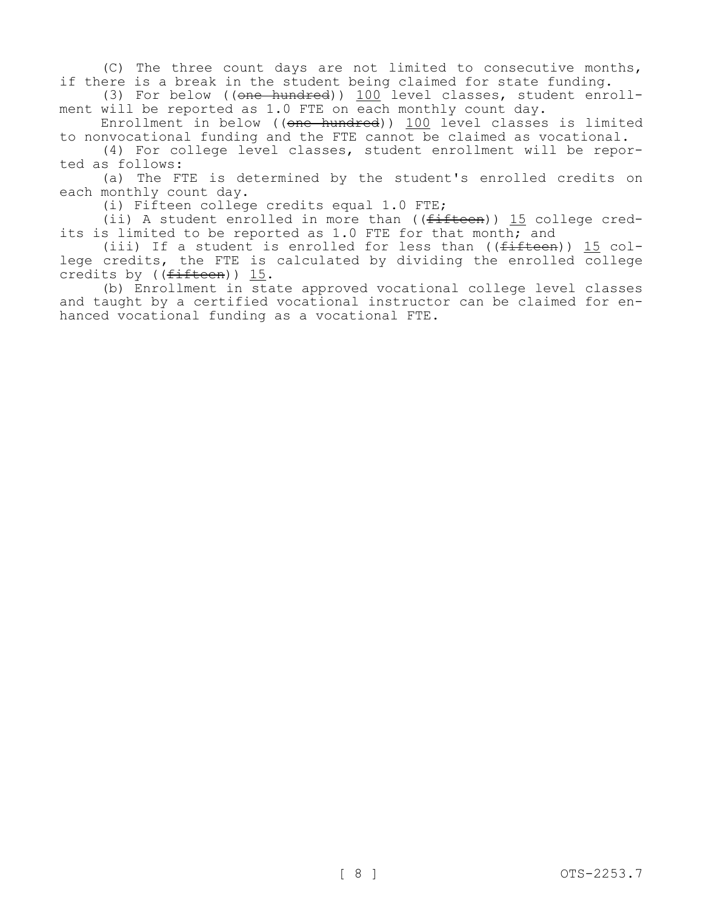(C) The three count days are not limited to consecutive months, if there is a break in the student being claimed for state funding.

(3) For below ((~~one hundred~~)) <u>100</u> level classes, student enrollment will be reported as 1.0 FTE on each monthly count day.

Enrollment in below ((~~one hundred~~)) <u>100</u> level classes is limited to nonvocational funding and the FTE cannot be claimed as vocational.

(4) For college level classes, student enrollment will be reported as follows:

(a) The FTE is determined by the student's enrolled credits on each monthly count day.

(i) Fifteen college credits equal 1.0 FTE;

(ii) A student enrolled in more than ((~~fifteen~~)) <u>15</u> college credits is limited to be reported as 1.0 FTE for that month; and

(iii) If a student is enrolled for less than ((~~fifteen~~)) <u>15</u> college credits, the FTE is calculated by dividing the enrolled college credits by ((~~fifteen~~)) <u>15</u>.

(b) Enrollment in state approved vocational college level classes and taught by a certified vocational instructor can be claimed for enhanced vocational funding as a vocational FTE.